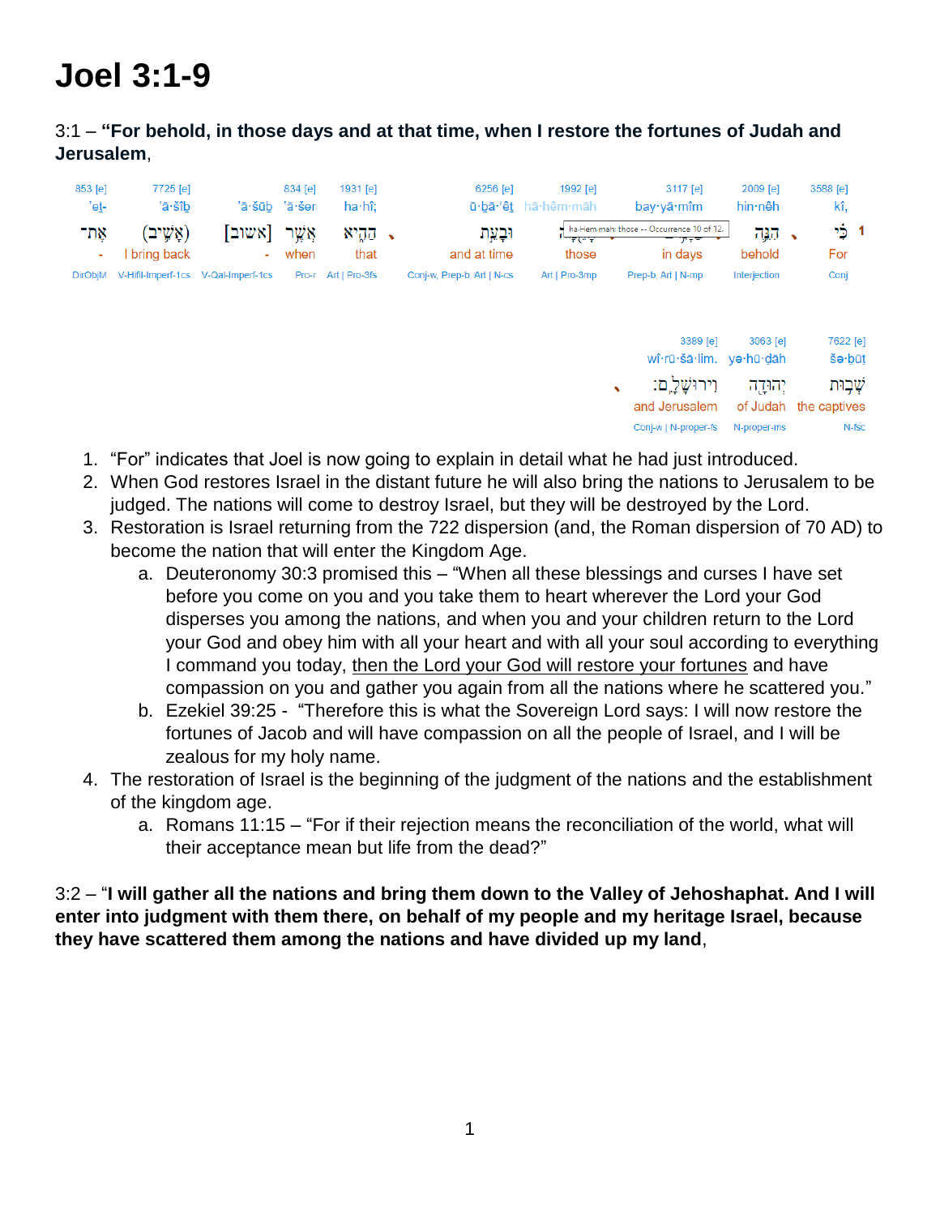# Joel 3:1-9

3:1 – **"For behold, in those days and at that time, when I restore the fortunes of Judah and Jerusalem**,

| 853 [e] | 7725 [e] | | 834 [e] | 1931 [e] | 6256 [e] | 1992 [e] | 3117 [e] | 2009 [e] | 3588 [e] |
|---|---|---|---|---|---|---|---|---|---|
| 'eṯ- | 'ā·šîḇ | 'ā·šūḇ | 'ă·šer | ha·hî; | ū·ḇā·'êṯ | hā·hêm·māh | bay·yā·mîm | hin·nêh | kî, |
| אֶת־ | (אָשִׁ֛יב) | [אשוב] | אֲשֶׁ֥ר | הַהִ֑יא | וּבָעֵ֣ת | הָהֵ֖מָּה | בַּיָּמִ֥ים | הִנֵּ֗ה | כִּ֣י |
| - | I bring back | - | when | that | and at time | those | in days | behold | For |
| DirObjM | V-Hifil-Imperf-1cs | V-Qal-Imperf-1cs | Pro-r | Art \| Pro-3fs | Conj-w, Prep-b, Art \| N-cs | Art \| Pro-3mp | Prep-b, Art \| N-mp | Interjection | Conj |

| 3389 [e] | 3063 [e] | 7622 [e] |
|---|---|---|
| wî·rū·šā·lim. | yə·hū·ḏāh | šə·ḇūṯ |
| וִירוּשָׁלִָֽם׃ | יְהוּדָ֖ה | שְׁב֥וּת |
| and Jerusalem | of Judah | the captives |
| Conj-w \| N-proper-fs | N-proper-ms | N-fsc |

1. "For" indicates that Joel is now going to explain in detail what he had just introduced.
2. When God restores Israel in the distant future he will also bring the nations to Jerusalem to be judged. The nations will come to destroy Israel, but they will be destroyed by the Lord.
3. Restoration is Israel returning from the 722 dispersion (and, the Roman dispersion of 70 AD) to become the nation that will enter the Kingdom Age.
   a. Deuteronomy 30:3 promised this – "When all these blessings and curses I have set before you come on you and you take them to heart wherever the Lord your God disperses you among the nations, and when you and your children return to the Lord your God and obey him with all your heart and with all your soul according to everything I command you today, <u>then the Lord your God will restore your fortunes</u> and have compassion on you and gather you again from all the nations where he scattered you."
   b. Ezekiel 39:25 - "Therefore this is what the Sovereign Lord says: I will now restore the fortunes of Jacob and will have compassion on all the people of Israel, and I will be zealous for my holy name.
4. The restoration of Israel is the beginning of the judgment of the nations and the establishment of the kingdom age.
   a. Romans 11:15 – "For if their rejection means the reconciliation of the world, what will their acceptance mean but life from the dead?"

3:2 – "**I will gather all the nations and bring them down to the Valley of Jehoshaphat. And I will enter into judgment with them there, on behalf of my people and my heritage Israel, because they have scattered them among the nations and have divided up my land**,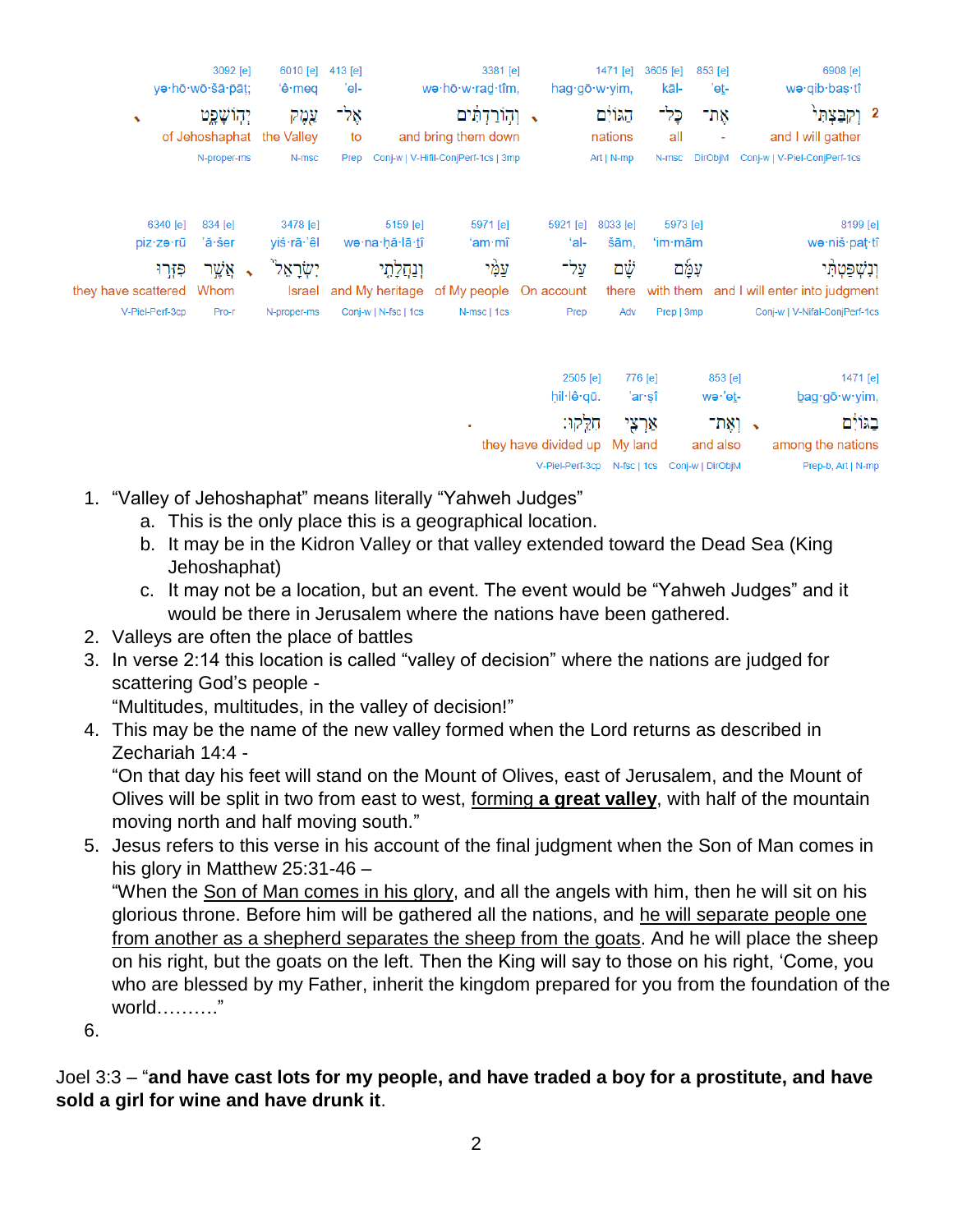**2**

| Strong's | Transliteration | Hebrew | English | Parsing |
|---|---|---|---|---|
| 6908 [e] | wə·qib·baṣ·tî | וְקִבַּצְתִּי | and I will gather | Conj-w ǀ V-Piel-ConjPerf-1cs |
| 853 [e] | 'eṯ- | אֶת־ | - | DirObjM |
| 3605 [e] | kāl- | כָּל־ | all | N-msc |
| 1471 [e] | hag·gō·w·yim, | הַגּוֹיִם | nations | Art ǀ N-mp |
| 3381 [e] | wə·hō·w·rad·tîm, | וְהוֹרַדְתִּים | and bring them down | Conj-w ǀ V-Hifil-ConjPerf-1cs ǀ 3mp |
| 413 [e] | 'el- | אֶל־ | to | Prep |
| 6010 [e] | 'ê·meq | עֵמֶק | the Valley | N-msc |
| 3092 [e] | yə·hō·wō·šā·p̄āṭ; | יְהוֹשָׁפָט | of Jehoshaphat | N-proper-ms |
| 8199 [e] | wə·niš·paṭ·tî | וְנִשְׁפַּטְתִּי | and I will enter into judgment | Conj-w ǀ V-Nifal-ConjPerf-1cs |
| 5973 [e] | 'im·mām | עִמָּם | with them | Prep ǀ 3mp |
| 8033 [e] | šām, | שָׁם | there | Adv |
| 5921 [e] | 'al- | עַל־ | On account | Prep |
| 5971 [e] | 'am·mî | עַמִּי | of My people | N-msc ǀ 1cs |
| 5159 [e] | wə·na·ḥă·lā·ṯî | וְנַחֲלָתִי | and My heritage | Conj-w ǀ N-fsc ǀ 1cs |
| 3478 [e] | yiś·rā·'êl | יִשְׂרָאֵל | Israel | N-proper-ms |
| 834 [e] | 'ă·šer | אֲשֶׁר | Whom | Pro-r |
| 6340 [e] | piz·zə·rū | פִּזְּרוּ | they have scattered | V-Piel-Perf-3cp |
| 1471 [e] | ḇag·gō·w·yim, | בַגּוֹיִם | among the nations | Prep-b, Art ǀ N-mp |
| 853 [e] | wə·'eṯ- | וְאֶת־ | and also | Conj-w ǀ DirObjM |
| 776 [e] | 'ar·ṣî | אַרְצִי | My land | N-fsc ǀ 1cs |
| 2505 [e] | ḥil·lê·qū. | חִלֵּקוּ׃ | they have divided up | V-Piel-Perf-3cp |

1. "Valley of Jehoshaphat" means literally "Yahweh Judges"
   a. This is the only place this is a geographical location.
   b. It may be in the Kidron Valley or that valley extended toward the Dead Sea (King Jehoshaphat)
   c. It may not be a location, but an event. The event would be "Yahweh Judges" and it would be there in Jerusalem where the nations have been gathered.
2. Valleys are often the place of battles
3. In verse 2:14 this location is called "valley of decision" where the nations are judged for scattering God's people -
   "Multitudes, multitudes, in the valley of decision!"
4. This may be the name of the new valley formed when the Lord returns as described in Zechariah 14:4 -
   "On that day his feet will stand on the Mount of Olives, east of Jerusalem, and the Mount of Olives will be split in two from east to west, <u>forming **a great valley**</u>, with half of the mountain moving north and half moving south."
5. Jesus refers to this verse in his account of the final judgment when the Son of Man comes in his glory in Matthew 25:31-46 –
   "When the <u>Son of Man comes in his glory</u>, and all the angels with him, then he will sit on his glorious throne. Before him will be gathered all the nations, and <u>he will separate people one from another as a shepherd separates the sheep from the goats</u>. And he will place the sheep on his right, but the goats on the left. Then the King will say to those on his right, 'Come, you who are blessed by my Father, inherit the kingdom prepared for you from the foundation of the world………."
6.

Joel 3:3 – "**and have cast lots for my people, and have traded a boy for a prostitute, and have sold a girl for wine and have drunk it**.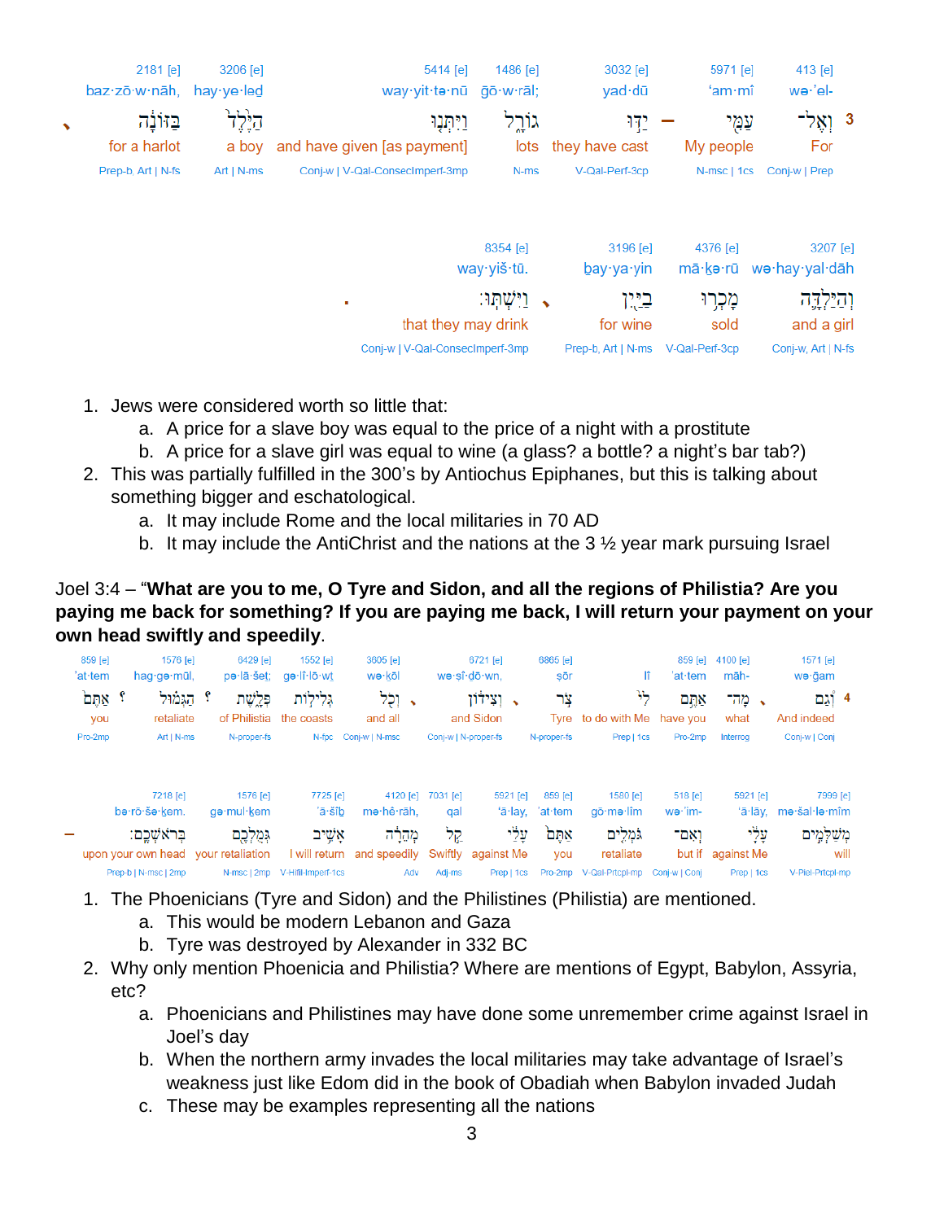| 2181 [e] | 3206 [e] | 5414 [e] | 1486 [e] | 3032 [e] | 5971 [e] | 413 [e] | |
|---|---|---|---|---|---|---|---|
| baz·zō·w·nāh, | hay·ye·leḏ | way·yit·tə·nū | gō·w·rāl; | yad·dū | 'am·mî | wə·'el- | |
| בַּזּוֹנָ֔ה | הַיֶּ֙לֶד֙ | וַיִּתְּנ֤וּ | גּוֹרָ֑ל | יַדּ֣וּ – | עַמִּ֖י | וְאֶל־ | 3 |
| for a harlot | a boy | and have given [as payment] | lots | they have cast | My people | For | |
| Prep-b, Art \| N-fs | Art \| N-ms | Conj-w \| V-Qal-ConsecImperf-3mp | N-ms | V-Qal-Perf-3cp | N-msc \| 1cs | Conj-w \| Prep | |

| 8354 [e] | 3196 [e] | 4376 [e] | 3207 [e] |
|---|---|---|---|
| way·yiš·tū. | bay·ya·yin | mā·ḵə·rū | wə·hay·yal·dāh |
| וַיִּשְׁתּֽוּ׃ | בַיַּ֖יִן | מָכְר֥וּ | וְהַיַּלְדָּ֛ה |
| that they may drink | for wine | sold | and a girl |
| Conj-w \| V-Qal-ConsecImperf-3mp | Prep-b, Art \| N-ms | V-Qal-Perf-3cp | Conj-w, Art \| N-fs |

1. Jews were considered worth so little that:
    a. A price for a slave boy was equal to the price of a night with a prostitute
    b. A price for a slave girl was equal to wine (a glass? a bottle? a night's bar tab?)
2. This was partially fulfilled in the 300's by Antiochus Epiphanes, but this is talking about something bigger and eschatological.
    a. It may include Rome and the local militaries in 70 AD
    b. It may include the AntiChrist and the nations at the 3 ½ year mark pursuing Israel

Joel 3:4 – "**What are you to me, O Tyre and Sidon, and all the regions of Philistia? Are you paying me back for something? If you are paying me back, I will return your payment on your own head swiftly and speedily**.

| 859 [e] | 1576 [e] | 6429 [e] | 1552 [e] | 3605 [e] | 6721 [e] | 6865 [e] | | 859 [e] | 4100 [e] | 1571 [e] | |
|---|---|---|---|---|---|---|---|---|---|---|---|
| 'at·tem | hag·gə·mūl, | pə·lā·šeṯ; | gə·lî·lō·wṯ | wə·ḵōl | wə·ṣî·ḏō·wn, | ṣōr | lî | 'at·tem | māh- | wə·ḡam | |
| אַתֶּ֤ם ؟ | הַגְּמ֗וּל ؟ | פְלָ֑שֶׁת | גְּלִיל֣וֹת | וְכֹ֖ל | וְצִידוֹן֙ | צֹ֤ר | לִ֗י | אַתֶּ֣ם | מָה־ | וְגַ֡ם | 4 |
| you | retaliate | of Philistia | the coasts | and all | and Sidon | Tyre | to do with Me | have you | what | And indeed | |
| Pro-2mp | Art \| N-ms | N-proper-fs | N-fpc | Conj-w \| N-msc | Conj-w \| N-proper-fs | N-proper-fs | Prep \| 1cs | Pro-2mp | Interrog | Conj-w \| Conj | |

| 7218 [e] | 1576 [e] | 7725 [e] | 4120 [e] | 7031 [e] | 5921 [e] | 859 [e] | 1580 [e] | 518 [e] | 5921 [e] | 7999 [e] |
|---|---|---|---|---|---|---|---|---|---|---|
| bə·rō·šə·ḵem. | gə·mul·ḵem | 'ā·šîḇ | mə·hê·rāh, | qal | 'ā·lay, | 'at·tem | gō·mə·lîm | wə·'im- | 'ā·lāy, | mə·šal·lə·mîm |
| – בְּרֹאשְׁכֶֽם׃ | גְּמֻלְכֶ֖ם | אָשִׁ֥יב | מְהֵרָ֔ה | קַ֣ל | עָלַ֔י | אַתֶּ֣ם | גֹּמְלִ֣ים | וְאִם־ | עָלַ֔י | מְשַׁלְּמִ֣ים |
| upon your own head | your retaliation | I will return | and speedily | Swiftly | against Me | you | retaliate | but if | against Me | will |
| Prep-b \| N-msc \| 2mp | N-msc \| 2mp | V-Hifil-Imperf-1cs | Adv | Adj-ms | Prep \| 1cs | Pro-2mp | V-Qal-Prtcpl-mp | Conj-w \| Conj | Prep \| 1cs | V-Piel-Prtcpl-mp |

1. The Phoenicians (Tyre and Sidon) and the Philistines (Philistia) are mentioned.
    a. This would be modern Lebanon and Gaza
    b. Tyre was destroyed by Alexander in 332 BC
2. Why only mention Phoenicia and Philistia? Where are mentions of Egypt, Babylon, Assyria, etc?
    a. Phoenicians and Philistines may have done some unremember crime against Israel in Joel's day
    b. When the northern army invades the local militaries may take advantage of Israel's weakness just like Edom did in the book of Obadiah when Babylon invaded Judah
    c. These may be examples representing all the nations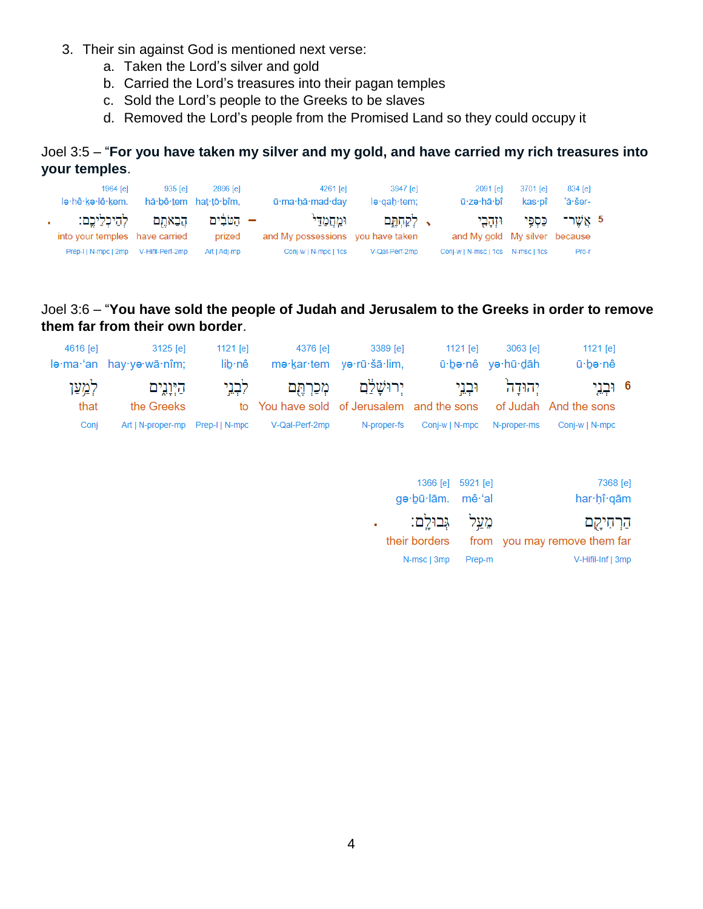3. Their sin against God is mentioned next verse:
   a. Taken the Lord's silver and gold
   b. Carried the Lord's treasures into their pagan temples
   c. Sold the Lord's people to the Greeks to be slaves
   d. Removed the Lord's people from the Promised Land so they could occupy it

Joel 3:5 – "**For you have taken my silver and my gold, and have carried my rich treasures into your temples**.

| 1964 [e] | 935 [e] | 2896 [e] | 4261 [e] | 3947 [e] | 2091 [e] | 3701 [e] | 834 [e] | |
|---|---|---|---|---|---|---|---|---|
| lə·hê·ḵə·lê·ḵem. | hă·ḇê·ṯem | haṭ·ṭō·ḇîm, | ū·ma·ḥă·mad·day | lə·qaḥ·tem; | ū·zə·hā·ḇî | kas·pî | 'ă·šer- | |
| לְהֵיכְלֵיכֶֽם׃ | הֲבֵאתֶ֖ם | הַטֹּבִ֔ים | וּמַחֲמַדַּ֣י | לְקַחְתֶּ֑ם | וּזְהָבִ֖י | כַּסְפִּ֥י | אֲשֶׁר־ | 5 |
| into your temples | have carried | prized | and My possessions | you have taken | and My gold | My silver | because | |
| Prep-l \| N-mpc \| 2mp | V-Hifil-Perf-2mp | Art \| Adj-mp | Conj-w \| N-mpc \| 1cs | V-Qal-Perf-2mp | Conj-w \| N-msc \| 1cs | N-msc \| 1cs | Pro-r | |

Joel 3:6 – "**You have sold the people of Judah and Jerusalem to the Greeks in order to remove them far from their own border**.

| 4616 [e] | 3125 [e] | 1121 [e] | 4376 [e] | 3389 [e] | 1121 [e] | 3063 [e] | 1121 [e] | |
|---|---|---|---|---|---|---|---|---|
| lə·ma·'an | hay·yə·wā·nîm; | liḇ·nê | mə·ḵar·tem | yə·rū·šā·lim, | ū·ḇə·nê | yə·hū·ḏāh | ū·ḇə·nê | |
| לְמַ֥עַן | הַיְּוָנִ֑ים | לִבְנֵ֣י | מְכַרְתֶּ֖ם | יְרוּשָׁלִַ֔ם | וּבְנֵ֣י | יְהוּדָה֙ | וּבְנֵ֤י | 6 |
| that | the Greeks | to | You have sold | of Jerusalem | and the sons | of Judah | And the sons | |
| Conj | Art \| N-proper-mp | Prep-l \| N-mpc | V-Qal-Perf-2mp | N-proper-fs | Conj-w \| N-mpc | N-proper-ms | Conj-w \| N-mpc | |

| 1366 [e] | 5921 [e] | 7368 [e] |
|---|---|---|
| gə·ḇū·lām. | mê·'al | har·ḥî·qām |
| גְּבוּלָֽם׃ | מֵעַ֥ל | הַרְחִיקָ֖ם |
| their borders | from | you may remove them far |
| N-msc \| 3mp | Prep-m | V-Hifil-Inf \| 3mp |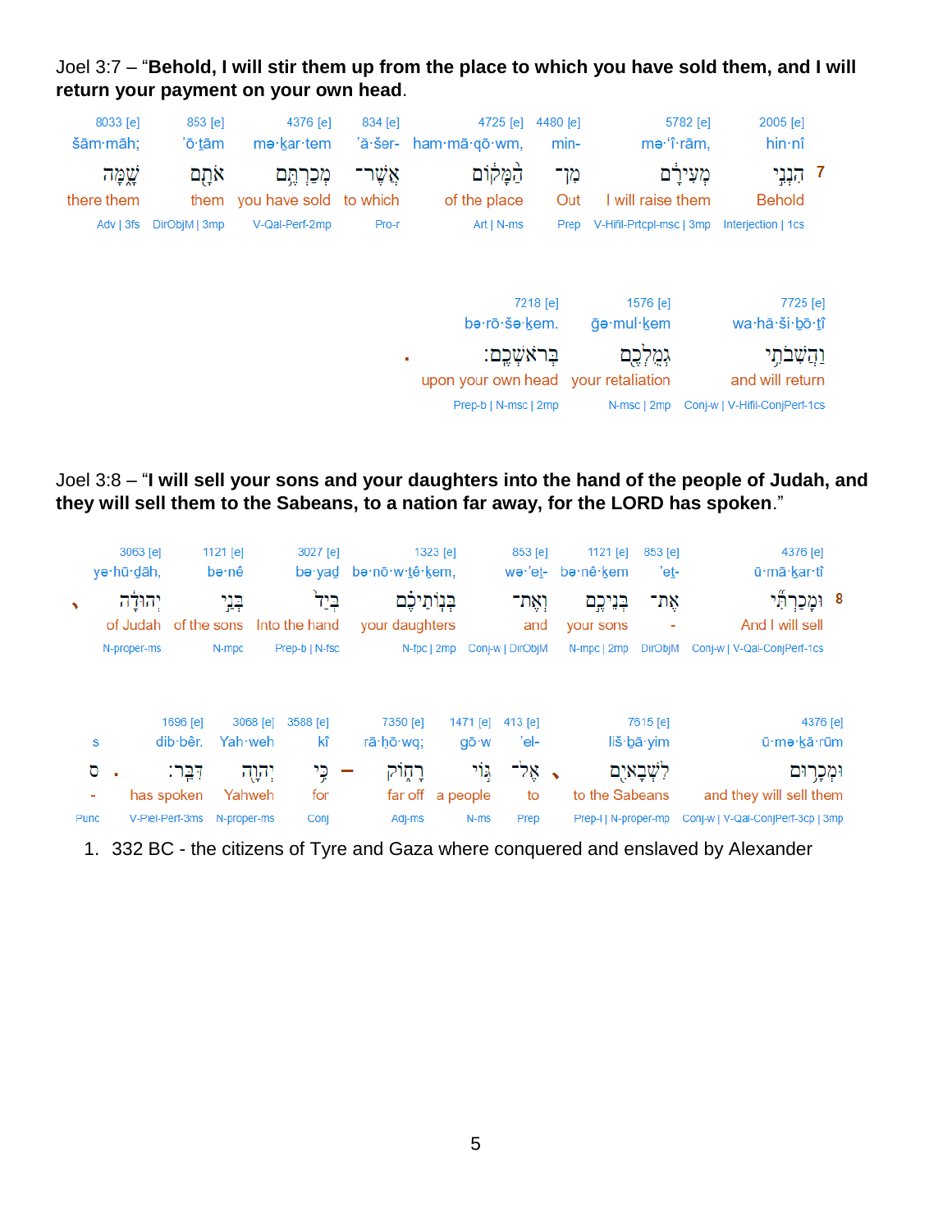Joel 3:7 – "**Behold, I will stir them up from the place to which you have sold them, and I will return your payment on your own head**.

| 8033 [e] | 853 [e] | 4376 [e] | 834 [e] | 4725 [e] | 4480 [e] | 5782 [e] | 2005 [e] | |
|---|---|---|---|---|---|---|---|---|
| šām·māh; | 'ō·ṯām | mə·ḵar·tem | 'ă·šer- | ham·mā·qō·wm, | min- | mə·'î·rām, | hin·nî | |
| שָׁ֑מָּה | אֹתָ֖ם | מְכַרְתֶּ֣ם | אֲשֶׁר־ | הַמָּק֔וֹם | מִן־ | מְעִירָ֔ם | הִנְנִ֣י | 7 |
| there them | them | you have sold | to which | of the place | Out | I will raise them | Behold | |
| Adv \| 3fs | DirObjM \| 3mp | V-Qal-Perf-2mp | Pro-r | Art \| N-ms | Prep | V-Hifil-Prtcpl-msc \| 3mp | Interjection \| 1cs | |

| | 7218 [e] | 1576 [e] | 7725 [e] |
|---|---|---|---|
| | bə·rō·še·ḵem. | ḡə·mul·ḵem | wa·hă·ši·ḇō·ṯî |
| . | בְּרֹאשְׁכֶֽם׃ | גְּמֻלְכֶ֖ם | וַהֲשִׁבֹתִ֥י |
| | upon your own head | your retaliation | and will return |
| | Prep-b \| N-msc \| 2mp | N-msc \| 2mp | Conj-w \| V-Hifil-ConjPerf-1cs |

Joel 3:8 – "**I will sell your sons and your daughters into the hand of the people of Judah, and they will sell them to the Sabeans, to a nation far away, for the LORD has spoken**."

| | 3063 [e] | 1121 [e] | 3027 [e] | 1323 [e] | 853 [e] | 1121 [e] | 853 [e] | 4376 [e] | |
|---|---|---|---|---|---|---|---|---|---|
| | yə·hū·ḏāh, | bə·nê | bə·yaḏ | bə·nō·w·ṯê·ḵem, | wə·'eṯ- | bə·nê·ḵem | 'eṯ- | ū·mā·ḵar·tî | |
| ، | יְהוּדָ֔ה | בְּנֵ֣י | בְּיַד֙ | בְּנוֹתֵיכֶ֗ם | וְאֶת־ | בְּנֵיכֶ֜ם | אֶת־ | וּמָכַרְתִּ֞י | 8 |
| | of Judah | of the sons | Into the hand | your daughters | and | your sons | - | And I will sell | |
| | N-proper-ms | N-mpc | Prep-b \| N-fsc | N-fpc \| 2mp | Conj-w \| DirObjM | N-mpc \| 2mp | DirObjM | Conj-w \| V-Qal-ConjPerf-1cs | |

| s | | 1696 [e] | 3068 [e] | 3588 [e] | | 7350 [e] | 1471 [e] | 413 [e] | | 7615 [e] | 4376 [e] |
|---|---|---|---|---|---|---|---|---|---|---|---|
| | | dib·bêr. | Yah·weh | kî | | rā·ḥō·wq; | gō·w | 'el- | | liš·ḇā·yim | ū·mə·ḵā·rūm |
| ס | . | דִּבֵּֽר׃ | יְהוָ֥ה | כִּ֥י | – | רָח֑וֹק | גּ֣וֹי | אֶל־ | ، | לִשְׁבָאיִ֖ם | וּמְכָר֥וּם |
| - | | has spoken | Yahweh | for | | far off | a people | to | | to the Sabeans | and they will sell them |
| Punc | | V-Piel-Perf-3ms | N-proper-ms | Conj | | Adj-ms | N-ms | Prep | | Prep-l \| N-proper-mp | Conj-w \| V-Qal-ConjPerf-3cp \| 3mp |

1. 332 BC - the citizens of Tyre and Gaza where conquered and enslaved by Alexander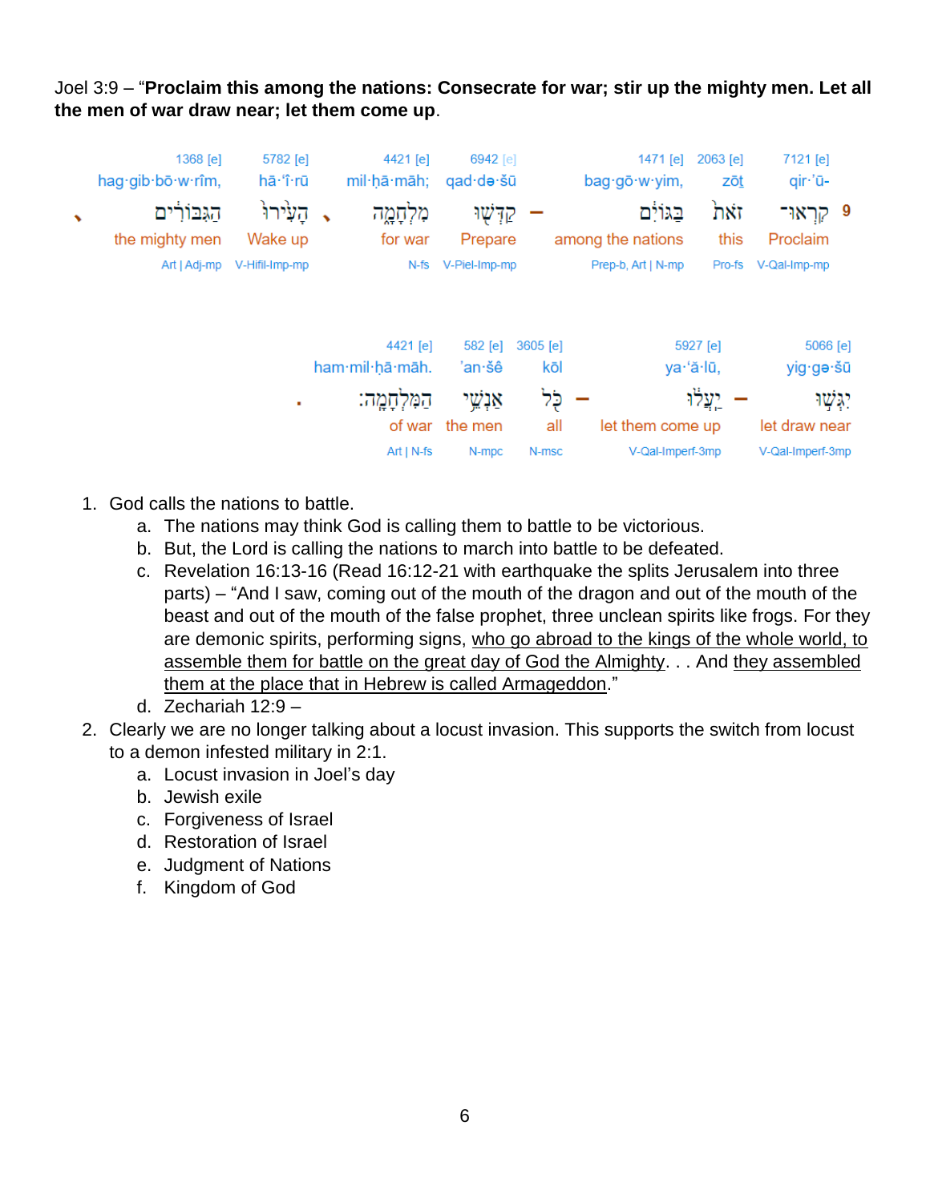Joel 3:9 – "**Proclaim this among the nations: Consecrate for war; stir up the mighty men. Let all the men of war draw near; let them come up**.

| | | | | | | | |
|---|---|---|---|---|---|---|---|
| 1368 [e] | 5782 [e] | 4421 [e] | 6942 [e] | 1471 [e] | 2063 [e] | 7121 [e] | |
| hag·gib·bō·w·rîm, | hā·'î·rū | mil·ḥā·māh; | qad·də·šū | bag·gō·w·yim, | zōṯ | qir·'ū- | |
| הַגִּבּוֹרִ֔ים | הָעִ֙ירוּ֙ | מִלְחָמָ֔ה | קַדְּשׁ֖וּ – | בַגּוֹיִ֔ם | זֹאת֙ | קִרְאוּ־ | 9 |
| the mighty men | Wake up | for war | Prepare | among the nations | this | Proclaim | |
| Art \| Adj-mp | V-Hifil-Imp-mp | N-fs | V-Piel-Imp-mp | Prep-b, Art \| N-mp | Pro-fs | V-Qal-Imp-mp | |

| | | | | | |
|---|---|---|---|---|---|
| 4421 [e] | 582 [e] | 3605 [e] | 5927 [e] | 5066 [e] | |
| ham·mil·ḥā·māh. | 'an·šê | kōl | ya·'ă·lū, | yig·gə·šū | |
| הַמִּלְחָמָֽה׃ | אַנְשֵׁ֥י | כֹּ֖ל – | יַעֲל֔וּ – | יִגְּשׁ֣וּ | |
| of war | the men | all | let them come up | let draw near | |
| Art \| N-fs | N-mpc | N-msc | V-Qal-Imperf-3mp | V-Qal-Imperf-3mp | |

1. God calls the nations to battle.
    a. The nations may think God is calling them to battle to be victorious.
    b. But, the Lord is calling the nations to march into battle to be defeated.
    c. Revelation 16:13-16 (Read 16:12-21 with earthquake the splits Jerusalem into three parts) – "And I saw, coming out of the mouth of the dragon and out of the mouth of the beast and out of the mouth of the false prophet, three unclean spirits like frogs. For they are demonic spirits, performing signs, <u>who go abroad to the kings of the whole world, to assemble them for battle on the great day of God the Almighty</u>. . . And <u>they assembled them at the place that in Hebrew is called Armageddon</u>."
    d. Zechariah 12:9 –
2. Clearly we are no longer talking about a locust invasion. This supports the switch from locust to a demon infested military in 2:1.
    a. Locust invasion in Joel's day
    b. Jewish exile
    c. Forgiveness of Israel
    d. Restoration of Israel
    e. Judgment of Nations
    f. Kingdom of God